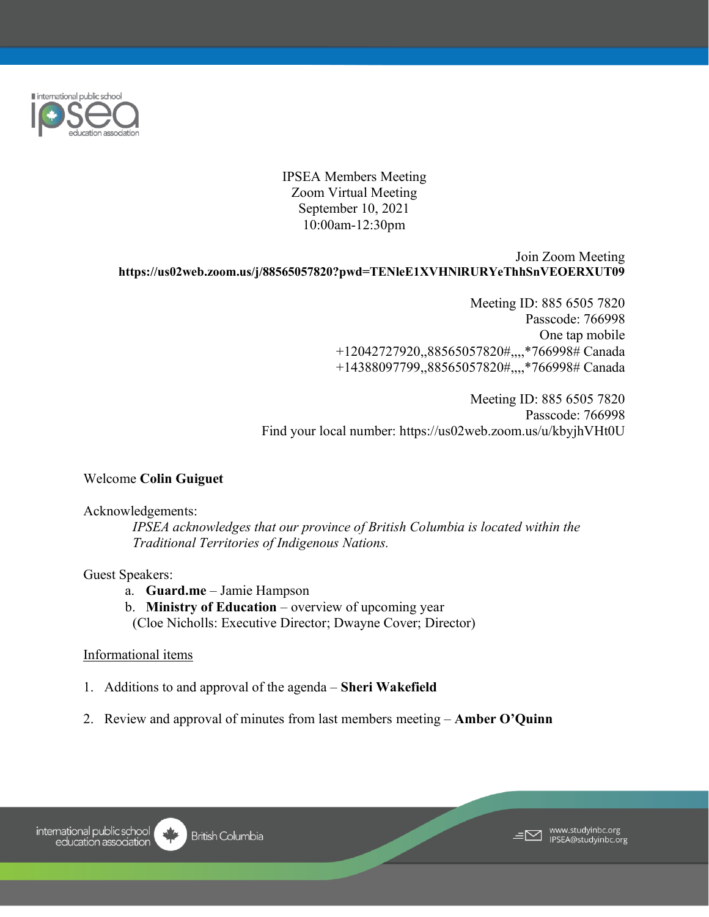IPSEA Members Meeting
Zoom Virtual Meeting
September 10, 2021
10:00am-12:30pm

Join Zoom Meeting
**https://us02web.zoom.us/j/88565057820?pwd=TENleE1XVHNlRURYeThhSnVEOERXUT09**

Meeting ID: 885 6505 7820
Passcode: 766998
One tap mobile
+12042727920,,88565057820#,,,,*766998# Canada
+14388097799,,88565057820#,,,,*766998# Canada

Meeting ID: 885 6505 7820
Passcode: 766998
Find your local number: https://us02web.zoom.us/u/kbyjhVHt0U

Welcome **Colin Guiguet**

Acknowledgements:

*IPSEA acknowledges that our province of British Columbia is located within the Traditional Territories of Indigenous Nations.*

Guest Speakers:

a. **Guard.me** – Jamie Hampson
b. **Ministry of Education** – overview of upcoming year
(Cloe Nicholls: Executive Director; Dwayne Cover; Director)

<u>Informational items</u>

1. Additions to and approval of the agenda – **Sheri Wakefield**

2. Review and approval of minutes from last members meeting – **Amber O'Quinn**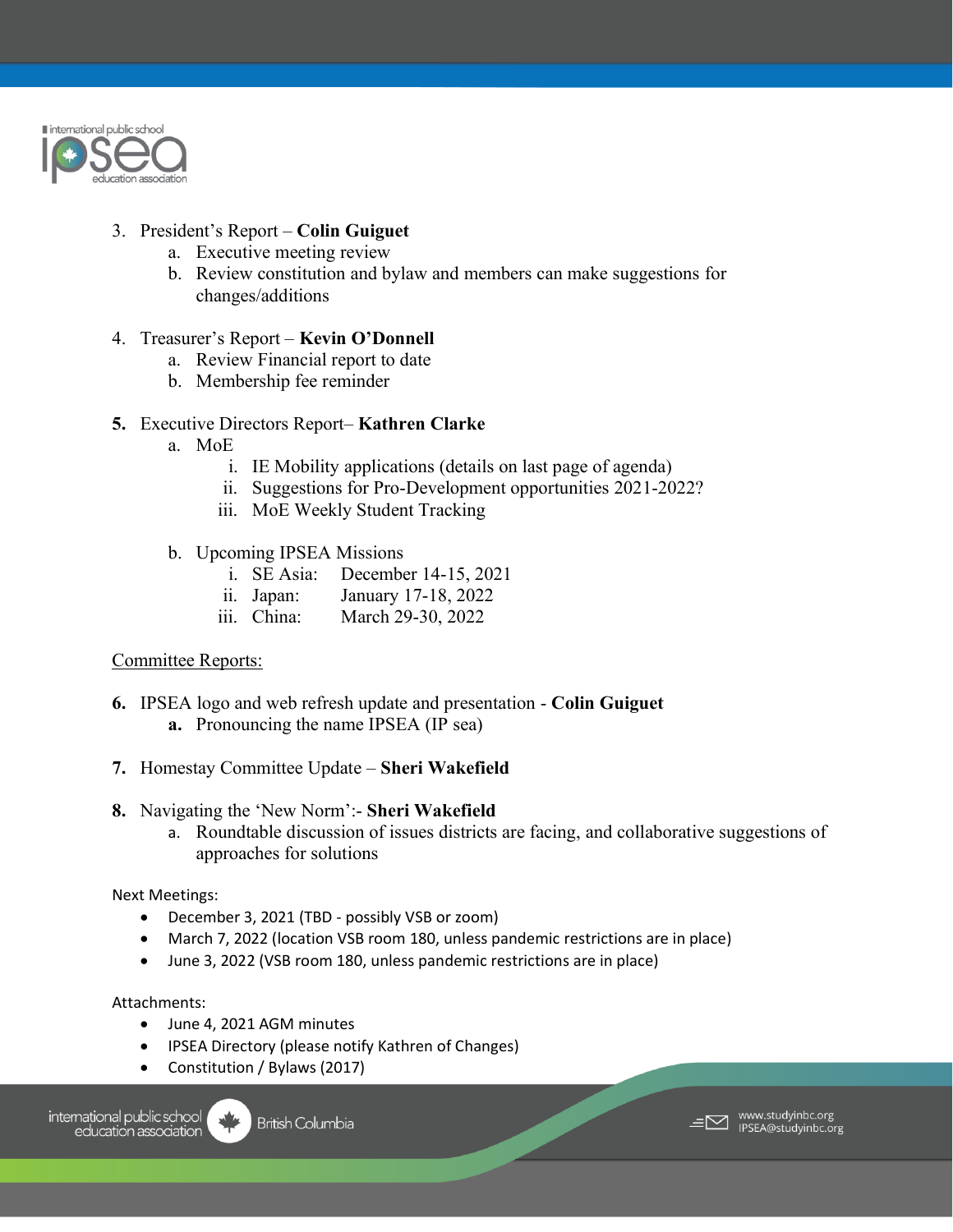3. President's Report – **Colin Guiguet**
    a. Executive meeting review
    b. Review constitution and bylaw and members can make suggestions for changes/additions

4. Treasurer's Report – **Kevin O'Donnell**
    a. Review Financial report to date
    b. Membership fee reminder

**5.** Executive Directors Report– **Kathren Clarke**
    a. MoE
        i. IE Mobility applications (details on last page of agenda)
        ii. Suggestions for Pro-Development opportunities 2021-2022?
        iii. MoE Weekly Student Tracking

    b. Upcoming IPSEA Missions
        i. SE Asia: December 14-15, 2021
        ii. Japan: January 17-18, 2022
        iii. China: March 29-30, 2022

<u>Committee Reports:</u>

**6.** IPSEA logo and web refresh update and presentation - **Colin Guiguet**
    **a.** Pronouncing the name IPSEA (IP sea)

**7.** Homestay Committee Update – **Sheri Wakefield**

**8.** Navigating the 'New Norm':- **Sheri Wakefield**
    a. Roundtable discussion of issues districts are facing, and collaborative suggestions of approaches for solutions

Next Meetings:

- December 3, 2021 (TBD - possibly VSB or zoom)
- March 7, 2022 (location VSB room 180, unless pandemic restrictions are in place)
- June 3, 2022 (VSB room 180, unless pandemic restrictions are in place)

Attachments:

- June 4, 2021 AGM minutes
- IPSEA Directory (please notify Kathren of Changes)
- Constitution / Bylaws (2017)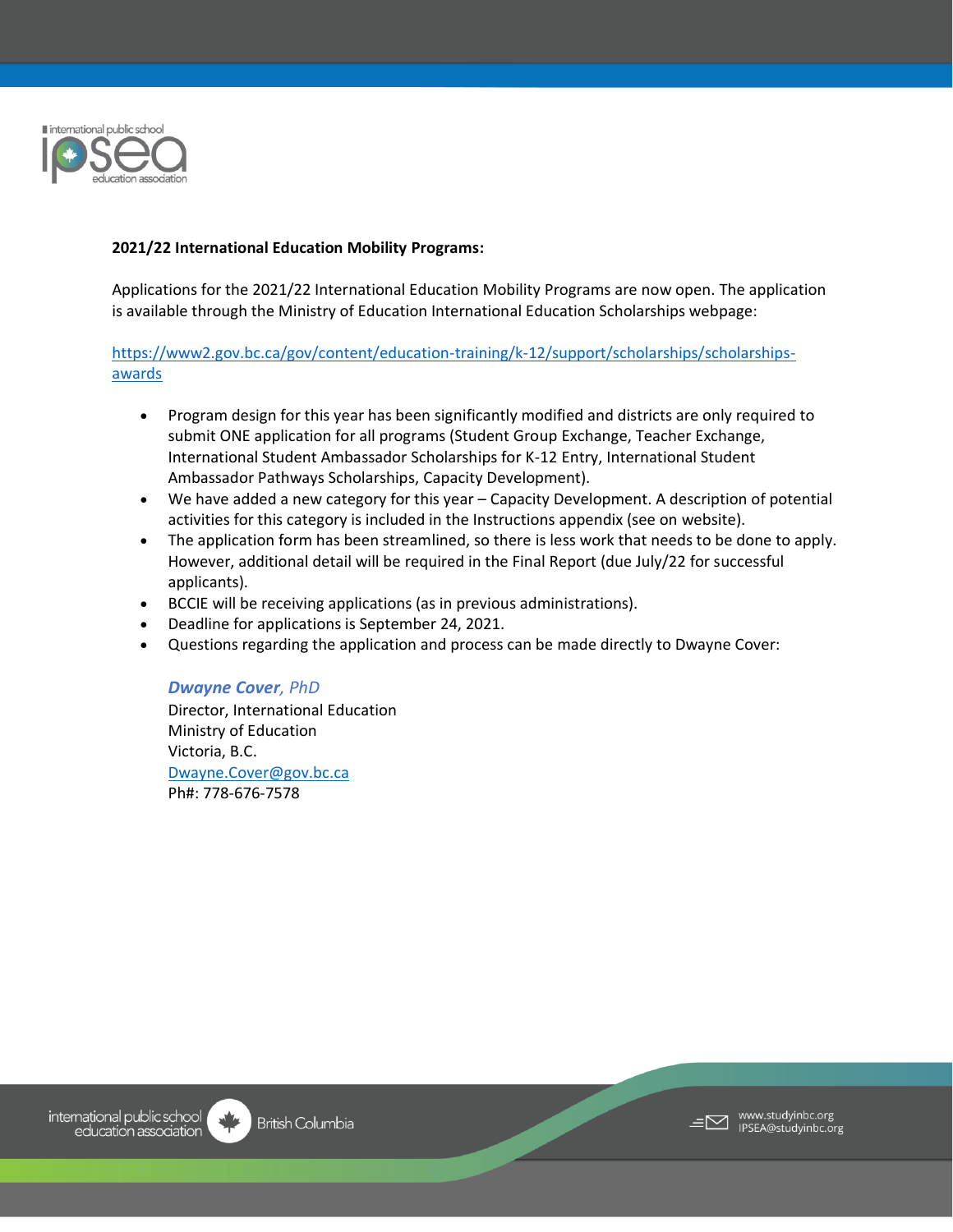**2021/22 International Education Mobility Programs:**

Applications for the 2021/22 International Education Mobility Programs are now open. The application is available through the Ministry of Education International Education Scholarships webpage:

[https://www2.gov.bc.ca/gov/content/education-training/k-12/support/scholarships/scholarships-awards](https://www2.gov.bc.ca/gov/content/education-training/k-12/support/scholarships/scholarships-awards)

- Program design for this year has been significantly modified and districts are only required to submit ONE application for all programs (Student Group Exchange, Teacher Exchange, International Student Ambassador Scholarships for K-12 Entry, International Student Ambassador Pathways Scholarships, Capacity Development).
- We have added a new category for this year – Capacity Development. A description of potential activities for this category is included in the Instructions appendix (see on website).
- The application form has been streamlined, so there is less work that needs to be done to apply. However, additional detail will be required in the Final Report (due July/22 for successful applicants).
- BCCIE will be receiving applications (as in previous administrations).
- Deadline for applications is September 24, 2021.
- Questions regarding the application and process can be made directly to Dwayne Cover:

  ***Dwayne Cover**, PhD*
  Director, International Education
  Ministry of Education
  Victoria, B.C.
  [Dwayne.Cover@gov.bc.ca](mailto:Dwayne.Cover@gov.bc.ca)
  Ph#: 778-676-7578